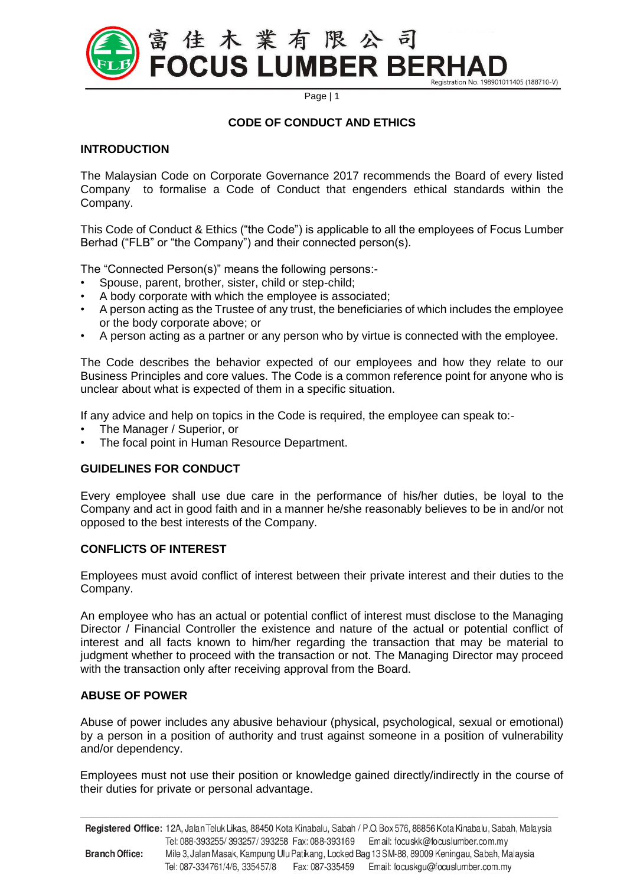# CODE OF CONDUCT AND ETHICS

## INTRODUCTION

The Malaysian Code on Corporate Governance 2017 recommends the Board of every listed Company to formalise a Code of Conduct that engenders ethical standards within the Company.

This Code of Conduct & Ethics ("the Code") is applicable to all the employees of Focus Lumber Berhad ("FLB" or "the Company") and their connected person(s).

The "Connected Person(s)" means the following persons:-

- Spouse, parent, brother, sister, child or step-child;
- A body corporate with which the employee is associated;
- A person acting as the Trustee of any trust, the beneficiaries of which includes the employee or the body corporate above; or
- A person acting as a partner or any person who by virtue is connected with the employee.

The Code describes the behavior expected of our employees and how they relate to our Business Principles and core values. The Code is a common reference point for anyone who is unclear about what is expected of them in a specific situation.

If any advice and help on topics in the Code is required, the employee can speak to:-

- The Manager / Superior, or
- The focal point in Human Resource Department.

## GUIDELINES FOR CONDUCT

Every employee shall use due care in the performance of his/her duties, be loyal to the Company and act in good faith and in a manner he/she reasonably believes to be in and/or not opposed to the best interests of the Company.

## CONFLICTS OF INTEREST

Employees must avoid conflict of interest between their private interest and their duties to the Company.

An employee who has an actual or potential conflict of interest must disclose to the Managing Director / Financial Controller the existence and nature of the actual or potential conflict of interest and all facts known to him/her regarding the transaction that may be material to judgment whether to proceed with the transaction or not. The Managing Director may proceed with the transaction only after receiving approval from the Board.

## ABUSE OF POWER

Abuse of power includes any abusive behaviour (physical, psychological, sexual or emotional) by a person in a position of authority and trust against someone in a position of vulnerability and/or dependency.

Employees must not use their position or knowledge gained directly/indirectly in the course of their duties for private or personal advantage.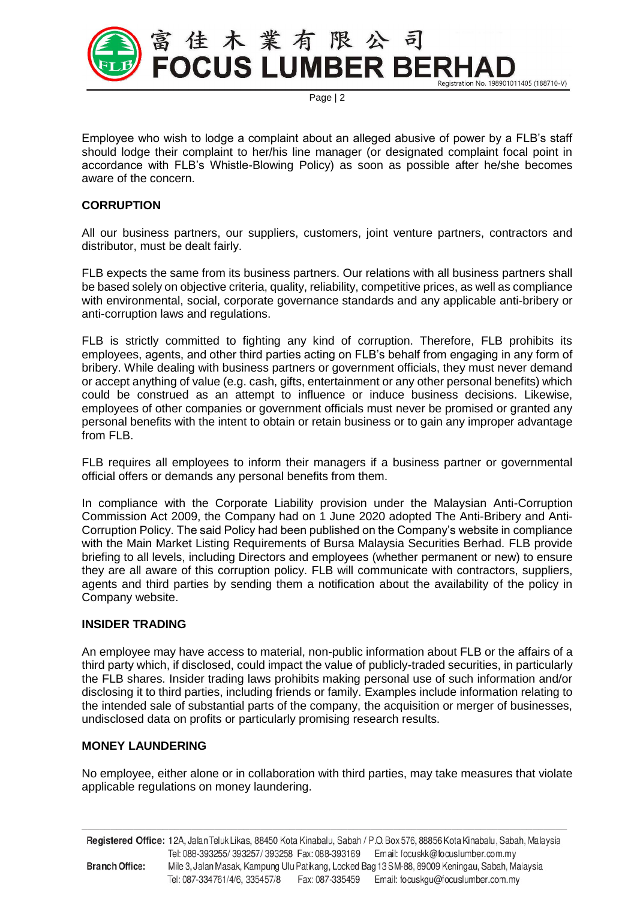Employee who wish to lodge a complaint about an alleged abusive of power by a FLB's staff should lodge their complaint to her/his line manager (or designated complaint focal point in accordance with FLB's Whistle-Blowing Policy) as soon as possible after he/she becomes aware of the concern.

**CORRUPTION**

All our business partners, our suppliers, customers, joint venture partners, contractors and distributor, must be dealt fairly.

FLB expects the same from its business partners. Our relations with all business partners shall be based solely on objective criteria, quality, reliability, competitive prices, as well as compliance with environmental, social, corporate governance standards and any applicable anti-bribery or anti-corruption laws and regulations.

FLB is strictly committed to fighting any kind of corruption. Therefore, FLB prohibits its employees, agents, and other third parties acting on FLB's behalf from engaging in any form of bribery. While dealing with business partners or government officials, they must never demand or accept anything of value (e.g. cash, gifts, entertainment or any other personal benefits) which could be construed as an attempt to influence or induce business decisions. Likewise, employees of other companies or government officials must never be promised or granted any personal benefits with the intent to obtain or retain business or to gain any improper advantage from FLB.

FLB requires all employees to inform their managers if a business partner or governmental official offers or demands any personal benefits from them.

In compliance with the Corporate Liability provision under the Malaysian Anti-Corruption Commission Act 2009, the Company had on 1 June 2020 adopted The Anti-Bribery and Anti-Corruption Policy. The said Policy had been published on the Company's website in compliance with the Main Market Listing Requirements of Bursa Malaysia Securities Berhad. FLB provide briefing to all levels, including Directors and employees (whether permanent or new) to ensure they are all aware of this corruption policy. FLB will communicate with contractors, suppliers, agents and third parties by sending them a notification about the availability of the policy in Company website.

**INSIDER TRADING**

An employee may have access to material, non-public information about FLB or the affairs of a third party which, if disclosed, could impact the value of publicly-traded securities, in particularly the FLB shares. Insider trading laws prohibits making personal use of such information and/or disclosing it to third parties, including friends or family. Examples include information relating to the intended sale of substantial parts of the company, the acquisition or merger of businesses, undisclosed data on profits or particularly promising research results.

**MONEY LAUNDERING**

No employee, either alone or in collaboration with third parties, may take measures that violate applicable regulations on money laundering.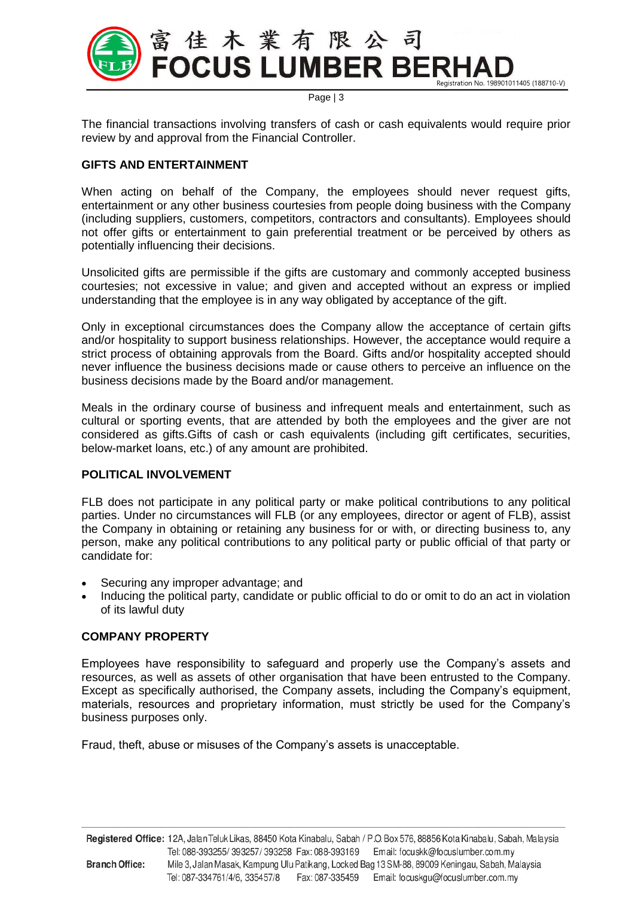The financial transactions involving transfers of cash or cash equivalents would require prior review by and approval from the Financial Controller.

**GIFTS AND ENTERTAINMENT**

When acting on behalf of the Company, the employees should never request gifts, entertainment or any other business courtesies from people doing business with the Company (including suppliers, customers, competitors, contractors and consultants). Employees should not offer gifts or entertainment to gain preferential treatment or be perceived by others as potentially influencing their decisions.

Unsolicited gifts are permissible if the gifts are customary and commonly accepted business courtesies; not excessive in value; and given and accepted without an express or implied understanding that the employee is in any way obligated by acceptance of the gift.

Only in exceptional circumstances does the Company allow the acceptance of certain gifts and/or hospitality to support business relationships. However, the acceptance would require a strict process of obtaining approvals from the Board. Gifts and/or hospitality accepted should never influence the business decisions made or cause others to perceive an influence on the business decisions made by the Board and/or management.

Meals in the ordinary course of business and infrequent meals and entertainment, such as cultural or sporting events, that are attended by both the employees and the giver are not considered as gifts.Gifts of cash or cash equivalents (including gift certificates, securities, below-market loans, etc.) of any amount are prohibited.

**POLITICAL INVOLVEMENT**

FLB does not participate in any political party or make political contributions to any political parties. Under no circumstances will FLB (or any employees, director or agent of FLB), assist the Company in obtaining or retaining any business for or with, or directing business to, any person, make any political contributions to any political party or public official of that party or candidate for:

- Securing any improper advantage; and
- Inducing the political party, candidate or public official to do or omit to do an act in violation of its lawful duty

**COMPANY PROPERTY**

Employees have responsibility to safeguard and properly use the Company's assets and resources, as well as assets of other organisation that have been entrusted to the Company. Except as specifically authorised, the Company assets, including the Company's equipment, materials, resources and proprietary information, must strictly be used for the Company's business purposes only.

Fraud, theft, abuse or misuses of the Company's assets is unacceptable.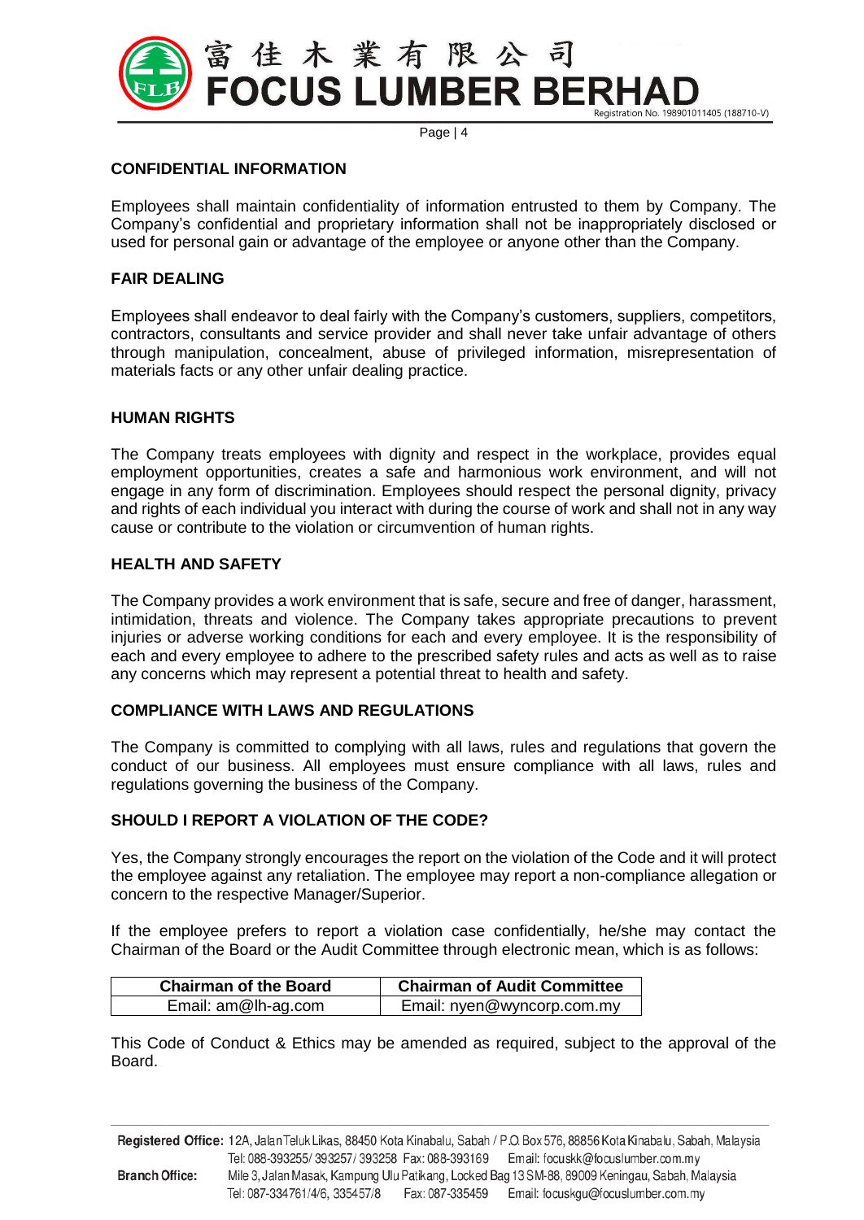## CONFIDENTIAL INFORMATION

Employees shall maintain confidentiality of information entrusted to them by Company. The Company's confidential and proprietary information shall not be inappropriately disclosed or used for personal gain or advantage of the employee or anyone other than the Company.

## FAIR DEALING

Employees shall endeavor to deal fairly with the Company's customers, suppliers, competitors, contractors, consultants and service provider and shall never take unfair advantage of others through manipulation, concealment, abuse of privileged information, misrepresentation of materials facts or any other unfair dealing practice.

## HUMAN RIGHTS

The Company treats employees with dignity and respect in the workplace, provides equal employment opportunities, creates a safe and harmonious work environment, and will not engage in any form of discrimination. Employees should respect the personal dignity, privacy and rights of each individual you interact with during the course of work and shall not in any way cause or contribute to the violation or circumvention of human rights.

## HEALTH AND SAFETY

The Company provides a work environment that is safe, secure and free of danger, harassment, intimidation, threats and violence. The Company takes appropriate precautions to prevent injuries or adverse working conditions for each and every employee. It is the responsibility of each and every employee to adhere to the prescribed safety rules and acts as well as to raise any concerns which may represent a potential threat to health and safety.

## COMPLIANCE WITH LAWS AND REGULATIONS

The Company is committed to complying with all laws, rules and regulations that govern the conduct of our business. All employees must ensure compliance with all laws, rules and regulations governing the business of the Company.

## SHOULD I REPORT A VIOLATION OF THE CODE?

Yes, the Company strongly encourages the report on the violation of the Code and it will protect the employee against any retaliation. The employee may report a non-compliance allegation or concern to the respective Manager/Superior.

If the employee prefers to report a violation case confidentially, he/she may contact the Chairman of the Board or the Audit Committee through electronic mean, which is as follows:

| Chairman of the Board | Chairman of Audit Committee |
|---|---|
| Email: am@lh-ag.com | Email: nyen@wyncorp.com.my |

This Code of Conduct & Ethics may be amended as required, subject to the approval of the Board.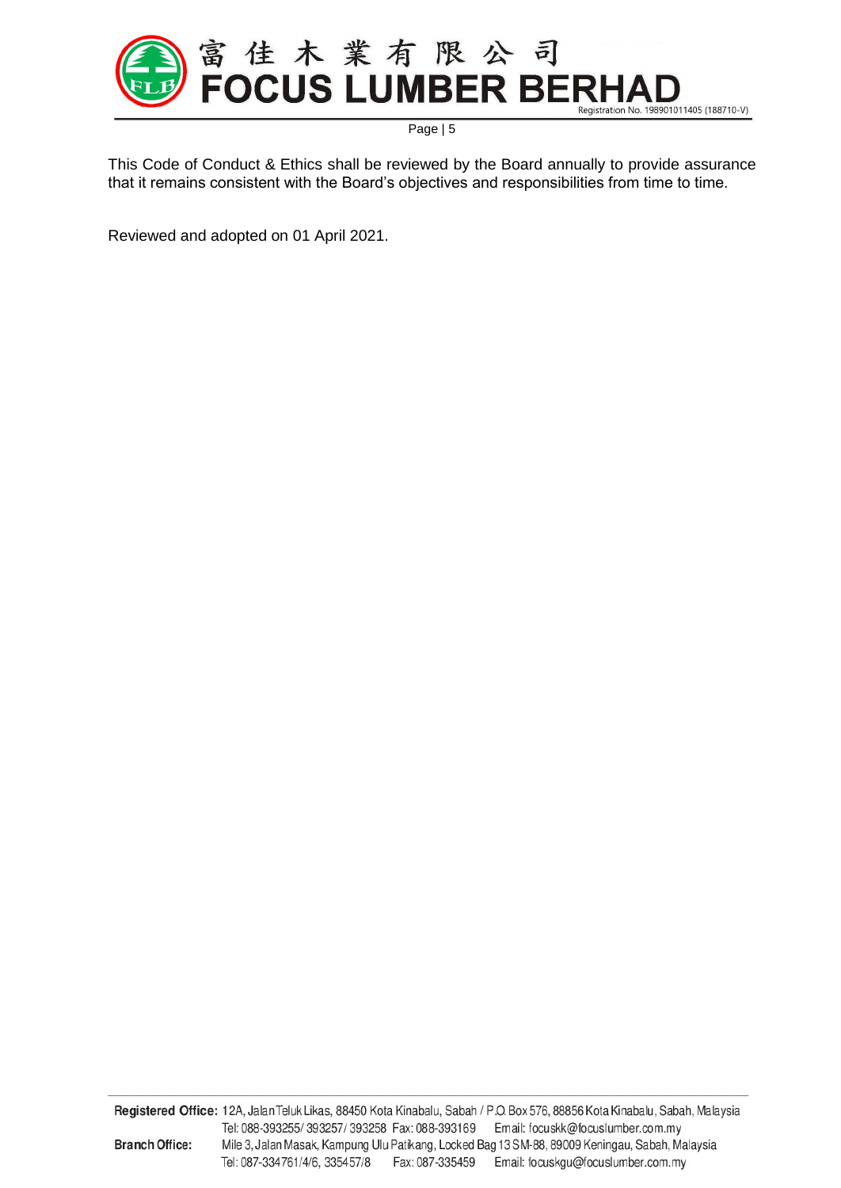This Code of Conduct & Ethics shall be reviewed by the Board annually to provide assurance that it remains consistent with the Board's objectives and responsibilities from time to time.

Reviewed and adopted on 01 April 2021.